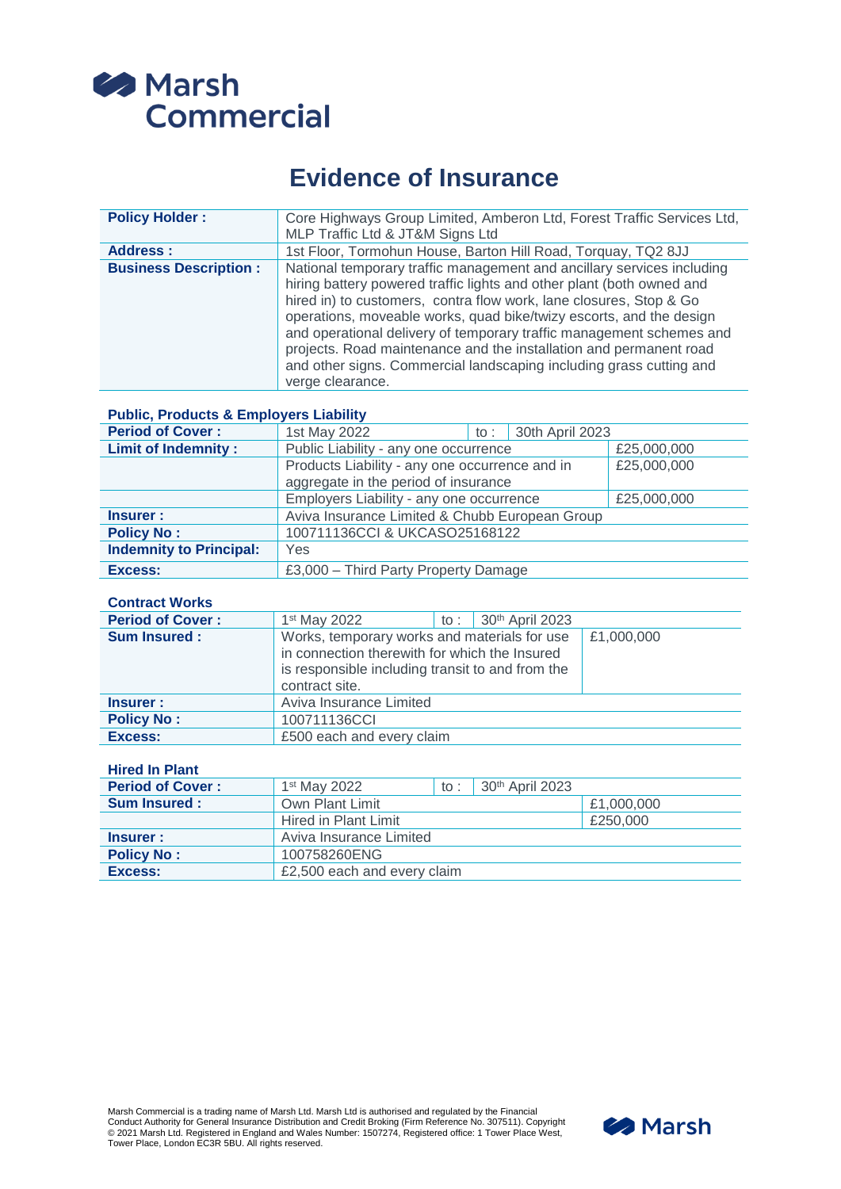Marsh Commercial

# Evidence of Insurance

| | |
|---|---|
| **Policy Holder :** | Core Highways Group Limited, Amberon Ltd, Forest Traffic Services Ltd, MLP Traffic Ltd & JT&M Signs Ltd |
| **Address :** | 1st Floor, Tormohun House, Barton Hill Road, Torquay, TQ2 8JJ |
| **Business Description :** | National temporary traffic management and ancillary services including hiring battery powered traffic lights and other plant (both owned and hired in) to customers, contra flow work, lane closures, Stop & Go operations, moveable works, quad bike/twizy escorts, and the design and operational delivery of temporary traffic management schemes and projects. Road maintenance and the installation and permanent road and other signs. Commercial landscaping including grass cutting and verge clearance. |

### Public, Products & Employers Liability

| | | | | |
|---|---|---|---|---|
| **Period of Cover :** | 1st May 2022 | to : | 30th April 2023 | |
| **Limit of Indemnity :** | Public Liability - any one occurrence | | | £25,000,000 |
| | Products Liability - any one occurrence and in aggregate in the period of insurance | | | £25,000,000 |
| | Employers Liability - any one occurrence | | | £25,000,000 |
| **Insurer :** | Aviva Insurance Limited & Chubb European Group | | | |
| **Policy No :** | 100711136CCI & UKCASO25168122 | | | |
| **Indemnity to Principal:** | Yes | | | |
| **Excess:** | £3,000 – Third Party Property Damage | | | |

### Contract Works

| | | | | |
|---|---|---|---|---|
| **Period of Cover :** | 1st May 2022 | to : | 30th April 2023 | |
| **Sum Insured :** | Works, temporary works and materials for use in connection therewith for which the Insured is responsible including transit to and from the contract site. | | | £1,000,000 |
| **Insurer :** | Aviva Insurance Limited | | | |
| **Policy No :** | 100711136CCI | | | |
| **Excess:** | £500 each and every claim | | | |

### Hired In Plant

| | | | | |
|---|---|---|---|---|
| **Period of Cover :** | 1st May 2022 | to : | 30th April 2023 | |
| **Sum Insured :** | Own Plant Limit | | | £1,000,000 |
| | Hired in Plant Limit | | | £250,000 |
| **Insurer :** | Aviva Insurance Limited | | | |
| **Policy No :** | 100758260ENG | | | |
| **Excess:** | £2,500 each and every claim | | | |

Marsh Commercial is a trading name of Marsh Ltd. Marsh Ltd is authorised and regulated by the Financial Conduct Authority for General Insurance Distribution and Credit Broking (Firm Reference No. 307511). Copyright © 2021 Marsh Ltd. Registered in England and Wales Number: 1507274, Registered office: 1 Tower Place West, Tower Place, London EC3R 5BU. All rights reserved.

Marsh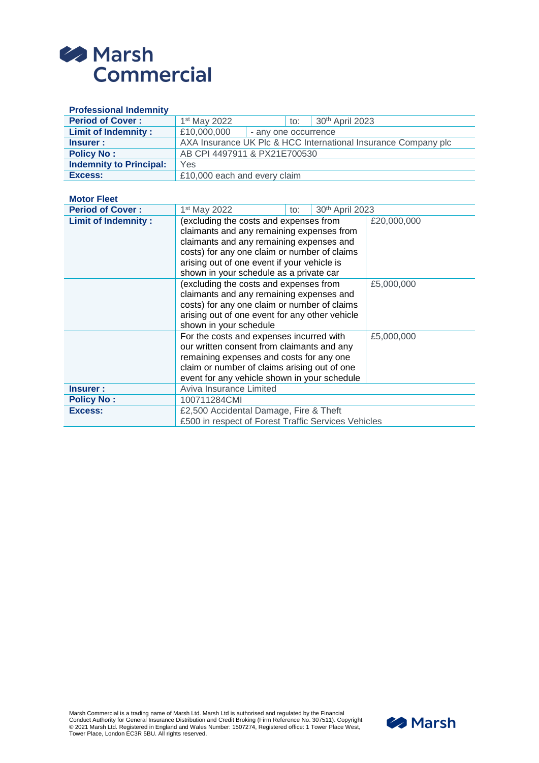# Marsh Commercial

### Professional Indemnity

| | | | | |
|---|---|---|---|---|
| **Period of Cover :** | 1st May 2022 | | to: | 30th April 2023 |
| **Limit of Indemnity :** | £10,000,000 | - any one occurrence | | |
| **Insurer :** | AXA Insurance UK Plc & HCC International Insurance Company plc | | | |
| **Policy No :** | AB CPI 4497911 & PX21E700530 | | | |
| **Indemnity to Principal:** | Yes | | | |
| **Excess:** | £10,000 each and every claim | | | |

### Motor Fleet

| | | |
|---|---|---|
| **Period of Cover :** | 1st May 2022 to: 30th April 2023 | |
| **Limit of Indemnity :** | (excluding the costs and expenses from claimants and any remaining expenses from claimants and any remaining expenses and costs) for any one claim or number of claims arising out of one event if your vehicle is shown in your schedule as a private car | £20,000,000 |
| | (excluding the costs and expenses from claimants and any remaining expenses and costs) for any one claim or number of claims arising out of one event for any other vehicle shown in your schedule | £5,000,000 |
| | For the costs and expenses incurred with our written consent from claimants and any remaining expenses and costs for any one claim or number of claims arising out of one event for any vehicle shown in your schedule | £5,000,000 |
| **Insurer :** | Aviva Insurance Limited | |
| **Policy No :** | 100711284CMI | |
| **Excess:** | £2,500 Accidental Damage, Fire & Theft<br>£500 in respect of Forest Traffic Services Vehicles | |

Marsh Commercial is a trading name of Marsh Ltd. Marsh Ltd is authorised and regulated by the Financial Conduct Authority for General Insurance Distribution and Credit Broking (Firm Reference No. 307511). Copyright © 2021 Marsh Ltd. Registered in England and Wales Number: 1507274, Registered office: 1 Tower Place West, Tower Place, London EC3R 5BU. All rights reserved.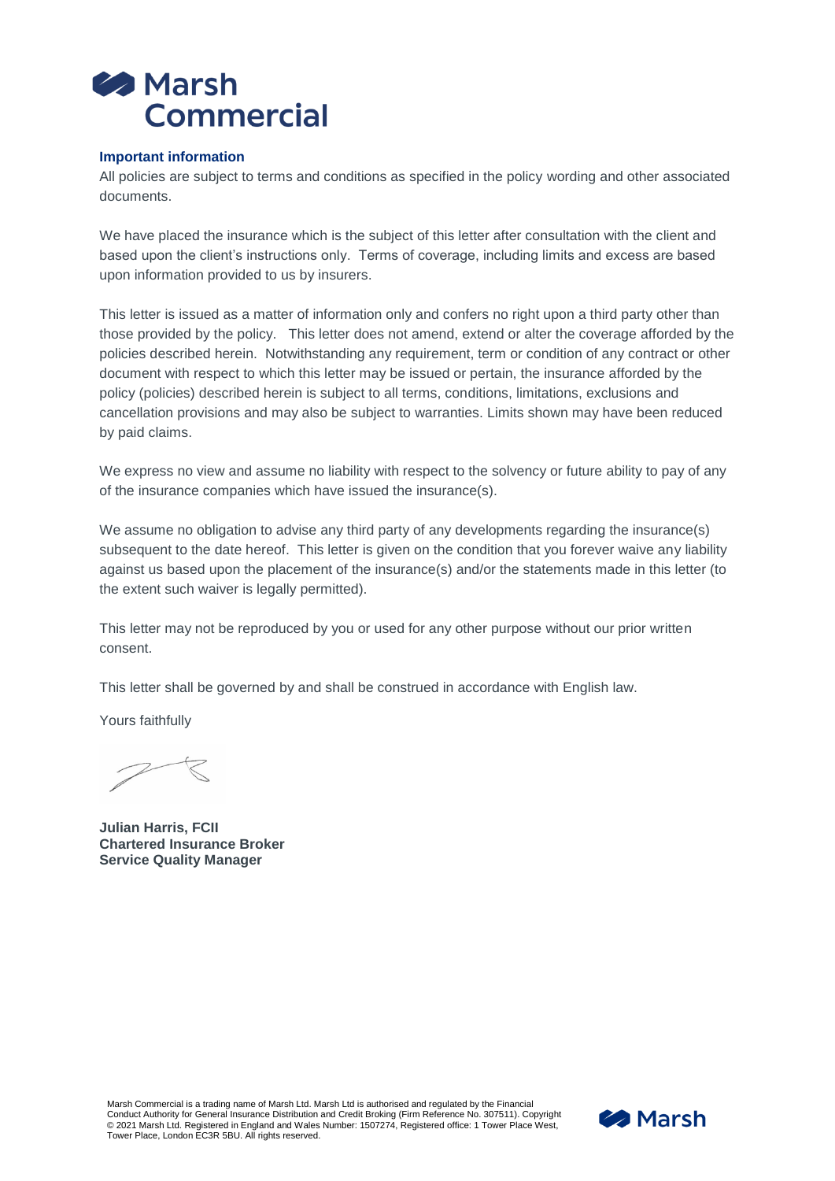Marsh Commercial

**Important information**

All policies are subject to terms and conditions as specified in the policy wording and other associated documents.

We have placed the insurance which is the subject of this letter after consultation with the client and based upon the client's instructions only. Terms of coverage, including limits and excess are based upon information provided to us by insurers.

This letter is issued as a matter of information only and confers no right upon a third party other than those provided by the policy. This letter does not amend, extend or alter the coverage afforded by the policies described herein. Notwithstanding any requirement, term or condition of any contract or other document with respect to which this letter may be issued or pertain, the insurance afforded by the policy (policies) described herein is subject to all terms, conditions, limitations, exclusions and cancellation provisions and may also be subject to warranties. Limits shown may have been reduced by paid claims.

We express no view and assume no liability with respect to the solvency or future ability to pay of any of the insurance companies which have issued the insurance(s).

We assume no obligation to advise any third party of any developments regarding the insurance(s) subsequent to the date hereof. This letter is given on the condition that you forever waive any liability against us based upon the placement of the insurance(s) and/or the statements made in this letter (to the extent such waiver is legally permitted).

This letter may not be reproduced by you or used for any other purpose without our prior written consent.

This letter shall be governed by and shall be construed in accordance with English law.

Yours faithfully

**Julian Harris, FCII**
**Chartered Insurance Broker**
**Service Quality Manager**

Marsh Commercial is a trading name of Marsh Ltd. Marsh Ltd is authorised and regulated by the Financial Conduct Authority for General Insurance Distribution and Credit Broking (Firm Reference No. 307511). Copyright © 2021 Marsh Ltd. Registered in England and Wales Number: 1507274, Registered office: 1 Tower Place West, Tower Place, London EC3R 5BU. All rights reserved.

Marsh